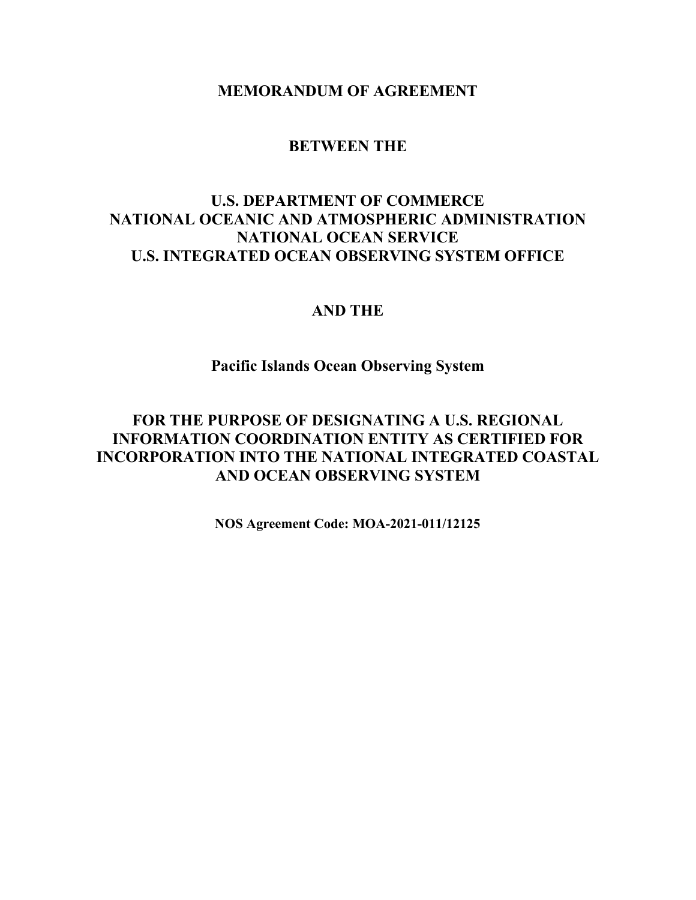**MEMORANDUM OF AGREEMENT**

**BETWEEN THE**

**U.S. DEPARTMENT OF COMMERCE**
**NATIONAL OCEANIC AND ATMOSPHERIC ADMINISTRATION**
**NATIONAL OCEAN SERVICE**
**U.S. INTEGRATED OCEAN OBSERVING SYSTEM OFFICE**

**AND THE**

**Pacific Islands Ocean Observing System**

**FOR THE PURPOSE OF DESIGNATING A U.S. REGIONAL INFORMATION COORDINATION ENTITY AS CERTIFIED FOR INCORPORATION INTO THE NATIONAL INTEGRATED COASTAL AND OCEAN OBSERVING SYSTEM**

**NOS Agreement Code: MOA-2021-011/12125**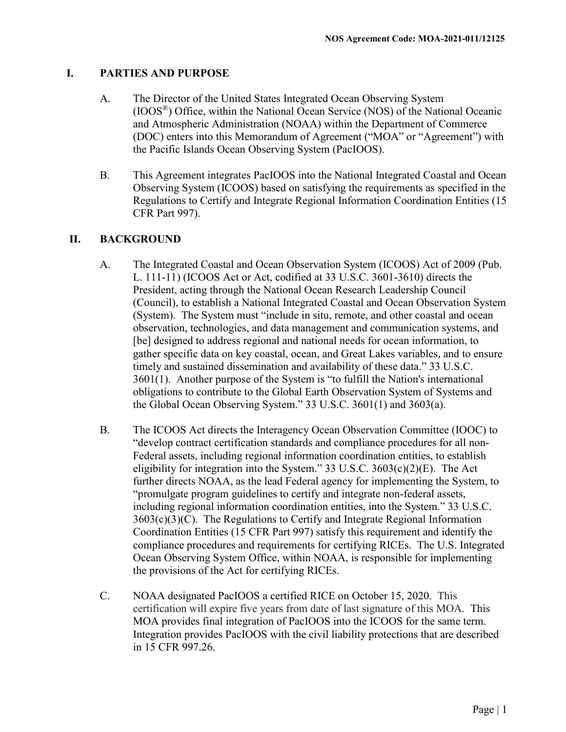## I. PARTIES AND PURPOSE

A. The Director of the United States Integrated Ocean Observing System (IOOS®) Office, within the National Ocean Service (NOS) of the National Oceanic and Atmospheric Administration (NOAA) within the Department of Commerce (DOC) enters into this Memorandum of Agreement ("MOA" or "Agreement") with the Pacific Islands Ocean Observing System (PacIOOS).

B. This Agreement integrates PacIOOS into the National Integrated Coastal and Ocean Observing System (ICOOS) based on satisfying the requirements as specified in the Regulations to Certify and Integrate Regional Information Coordination Entities (15 CFR Part 997).

## II. BACKGROUND

A. The Integrated Coastal and Ocean Observation System (ICOOS) Act of 2009 (Pub. L. 111-11) (ICOOS Act or Act, codified at 33 U.S.C. 3601-3610) directs the President, acting through the National Ocean Research Leadership Council (Council), to establish a National Integrated Coastal and Ocean Observation System (System). The System must "include in situ, remote, and other coastal and ocean observation, technologies, and data management and communication systems, and [be] designed to address regional and national needs for ocean information, to gather specific data on key coastal, ocean, and Great Lakes variables, and to ensure timely and sustained dissemination and availability of these data." 33 U.S.C. 3601(1). Another purpose of the System is "to fulfill the Nation's international obligations to contribute to the Global Earth Observation System of Systems and the Global Ocean Observing System." 33 U.S.C. 3601(1) and 3603(a).

B. The ICOOS Act directs the Interagency Ocean Observation Committee (IOOC) to "develop contract certification standards and compliance procedures for all non-Federal assets, including regional information coordination entities, to establish eligibility for integration into the System." 33 U.S.C. 3603(c)(2)(E). The Act further directs NOAA, as the lead Federal agency for implementing the System, to "promulgate program guidelines to certify and integrate non-federal assets, including regional information coordination entities, into the System." 33 U.S.C. 3603(c)(3)(C). The Regulations to Certify and Integrate Regional Information Coordination Entities (15 CFR Part 997) satisfy this requirement and identify the compliance procedures and requirements for certifying RICEs. The U.S. Integrated Ocean Observing System Office, within NOAA, is responsible for implementing the provisions of the Act for certifying RICEs.

C. NOAA designated PacIOOS a certified RICE on October 15, 2020. This certification will expire five years from date of last signature of this MOA. This MOA provides final integration of PacIOOS into the ICOOS for the same term. Integration provides PacIOOS with the civil liability protections that are described in 15 CFR 997.26.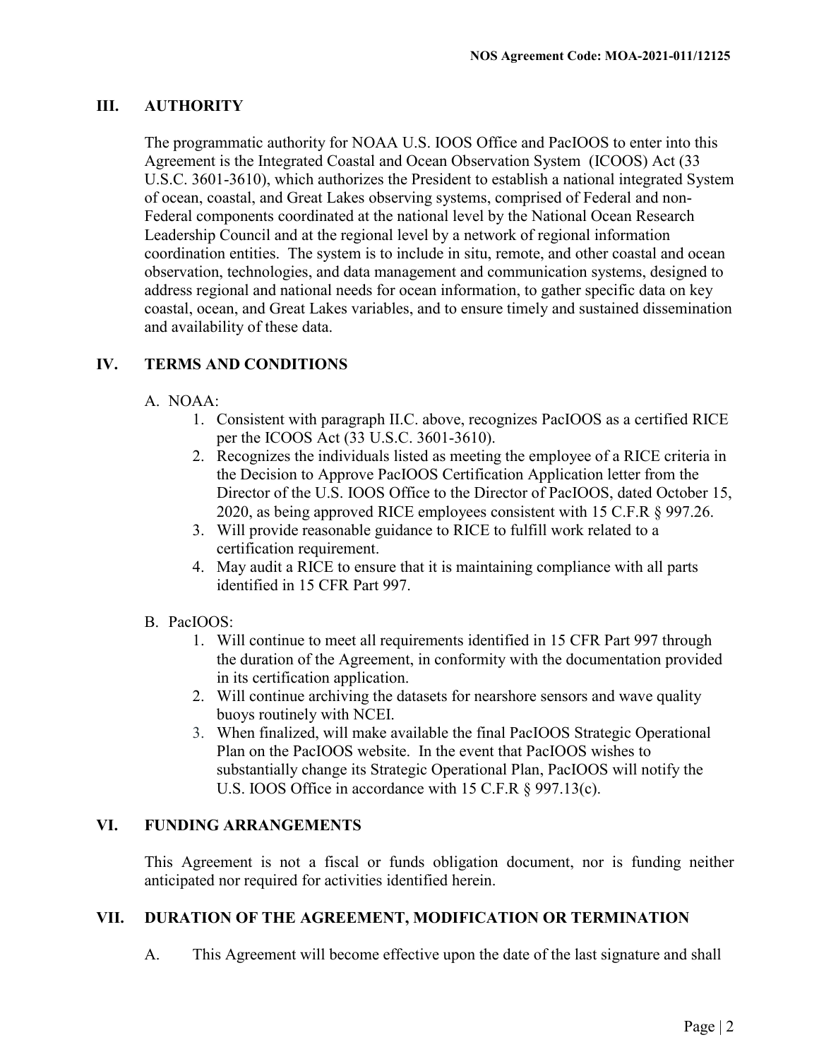## III. AUTHORITY

The programmatic authority for NOAA U.S. IOOS Office and PacIOOS to enter into this Agreement is the Integrated Coastal and Ocean Observation System (ICOOS) Act (33 U.S.C. 3601-3610), which authorizes the President to establish a national integrated System of ocean, coastal, and Great Lakes observing systems, comprised of Federal and non-Federal components coordinated at the national level by the National Ocean Research Leadership Council and at the regional level by a network of regional information coordination entities. The system is to include in situ, remote, and other coastal and ocean observation, technologies, and data management and communication systems, designed to address regional and national needs for ocean information, to gather specific data on key coastal, ocean, and Great Lakes variables, and to ensure timely and sustained dissemination and availability of these data.

## IV. TERMS AND CONDITIONS

A. NOAA:

1. Consistent with paragraph II.C. above, recognizes PacIOOS as a certified RICE per the ICOOS Act (33 U.S.C. 3601-3610).
2. Recognizes the individuals listed as meeting the employee of a RICE criteria in the Decision to Approve PacIOOS Certification Application letter from the Director of the U.S. IOOS Office to the Director of PacIOOS, dated October 15, 2020, as being approved RICE employees consistent with 15 C.F.R § 997.26.
3. Will provide reasonable guidance to RICE to fulfill work related to a certification requirement.
4. May audit a RICE to ensure that it is maintaining compliance with all parts identified in 15 CFR Part 997.

B. PacIOOS:

1. Will continue to meet all requirements identified in 15 CFR Part 997 through the duration of the Agreement, in conformity with the documentation provided in its certification application.
2. Will continue archiving the datasets for nearshore sensors and wave quality buoys routinely with NCEI.
3. When finalized, will make available the final PacIOOS Strategic Operational Plan on the PacIOOS website. In the event that PacIOOS wishes to substantially change its Strategic Operational Plan, PacIOOS will notify the U.S. IOOS Office in accordance with 15 C.F.R § 997.13(c).

## VI. FUNDING ARRANGEMENTS

This Agreement is not a fiscal or funds obligation document, nor is funding neither anticipated nor required for activities identified herein.

## VII. DURATION OF THE AGREEMENT, MODIFICATION OR TERMINATION

A. This Agreement will become effective upon the date of the last signature and shall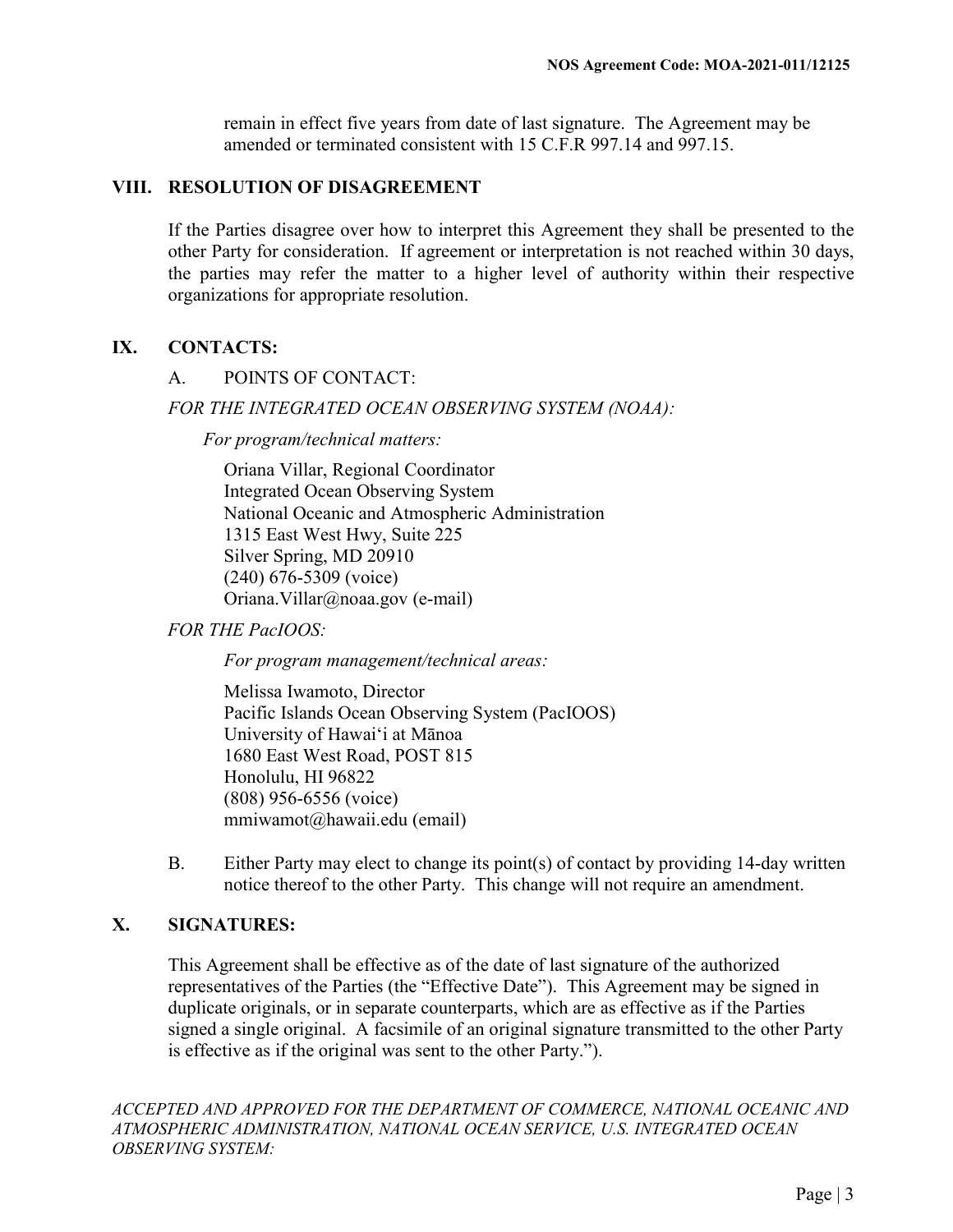remain in effect five years from date of last signature. The Agreement may be amended or terminated consistent with 15 C.F.R 997.14 and 997.15.

## VIII. RESOLUTION OF DISAGREEMENT

If the Parties disagree over how to interpret this Agreement they shall be presented to the other Party for consideration. If agreement or interpretation is not reached within 30 days, the parties may refer the matter to a higher level of authority within their respective organizations for appropriate resolution.

## IX. CONTACTS:

A. POINTS OF CONTACT:

*FOR THE INTEGRATED OCEAN OBSERVING SYSTEM (NOAA):*

*For program/technical matters:*

Oriana Villar, Regional Coordinator
Integrated Ocean Observing System
National Oceanic and Atmospheric Administration
1315 East West Hwy, Suite 225
Silver Spring, MD 20910
(240) 676-5309 (voice)
Oriana.Villar@noaa.gov (e-mail)

*FOR THE PacIOOS:*

*For program management/technical areas:*

Melissa Iwamoto, Director
Pacific Islands Ocean Observing System (PacIOOS)
University of Hawaiʻi at Mānoa
1680 East West Road, POST 815
Honolulu, HI 96822
(808) 956-6556 (voice)
mmiwamot@hawaii.edu (email)

B. Either Party may elect to change its point(s) of contact by providing 14-day written notice thereof to the other Party. This change will not require an amendment.

## X. SIGNATURES:

This Agreement shall be effective as of the date of last signature of the authorized representatives of the Parties (the "Effective Date"). This Agreement may be signed in duplicate originals, or in separate counterparts, which are as effective as if the Parties signed a single original. A facsimile of an original signature transmitted to the other Party is effective as if the original was sent to the other Party.").

*ACCEPTED AND APPROVED FOR THE DEPARTMENT OF COMMERCE, NATIONAL OCEANIC AND ATMOSPHERIC ADMINISTRATION, NATIONAL OCEAN SERVICE, U.S. INTEGRATED OCEAN OBSERVING SYSTEM:*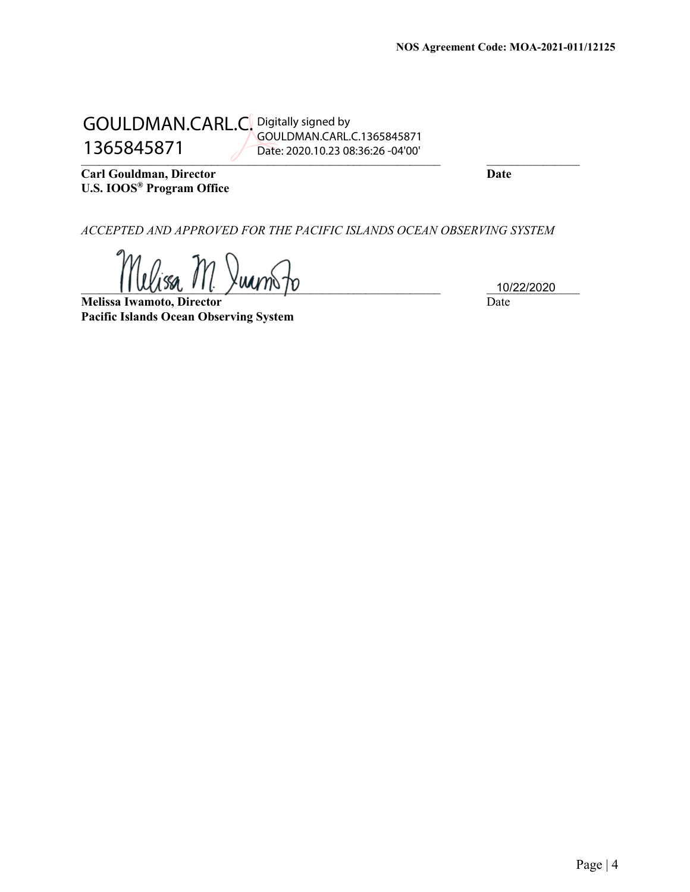GOULDMAN.CARL.C.1365845871 Digitally signed by GOULDMAN.CARL.C.1365845871 Date: 2020.10.23 08:36:26 -04'00'

**Carl Gouldman, Director**
**U.S. IOOS® Program Office**

**Date**

*ACCEPTED AND APPROVED FOR THE PACIFIC ISLANDS OCEAN OBSERVING SYSTEM*

Melissa M. Iwamoto

10/22/2020

**Melissa Iwamoto, Director**
**Pacific Islands Ocean Observing System**

Date